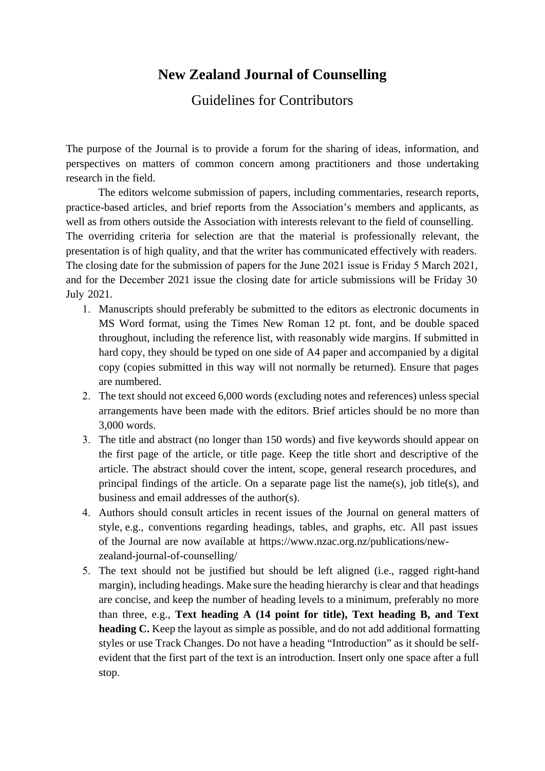# New Zealand Journal of Counselling

## Guidelines for Contributors

The purpose of the Journal is to provide a forum for the sharing of ideas, information, and perspectives on matters of common concern among practitioners and those undertaking research in the field.

The editors welcome submission of papers, including commentaries, research reports, practice-based articles, and brief reports from the Association's members and applicants, as well as from others outside the Association with interests relevant to the field of counselling. The overriding criteria for selection are that the material is professionally relevant, the presentation is of high quality, and that the writer has communicated effectively with readers. The closing date for the submission of papers for the June 2021 issue is Friday 5 March 2021, and for the December 2021 issue the closing date for article submissions will be Friday 30 July 2021.

1. Manuscripts should preferably be submitted to the editors as electronic documents in MS Word format, using the Times New Roman 12 pt. font, and be double spaced throughout, including the reference list, with reasonably wide margins. If submitted in hard copy, they should be typed on one side of A4 paper and accompanied by a digital copy (copies submitted in this way will not normally be returned). Ensure that pages are numbered.
2. The text should not exceed 6,000 words (excluding notes and references) unless special arrangements have been made with the editors. Brief articles should be no more than 3,000 words.
3. The title and abstract (no longer than 150 words) and five keywords should appear on the first page of the article, or title page. Keep the title short and descriptive of the article. The abstract should cover the intent, scope, general research procedures, and principal findings of the article. On a separate page list the name(s), job title(s), and business and email addresses of the author(s).
4. Authors should consult articles in recent issues of the Journal on general matters of style, e.g., conventions regarding headings, tables, and graphs, etc. All past issues of the Journal are now available at https://www.nzac.org.nz/publications/new-zealand-journal-of-counselling/
5. The text should not be justified but should be left aligned (i.e., ragged right-hand margin), including headings. Make sure the heading hierarchy is clear and that headings are concise, and keep the number of heading levels to a minimum, preferably no more than three, e.g., **Text heading A (14 point for title), Text heading B, and Text heading C.** Keep the layout as simple as possible, and do not add additional formatting styles or use Track Changes. Do not have a heading "Introduction" as it should be self-evident that the first part of the text is an introduction. Insert only one space after a full stop.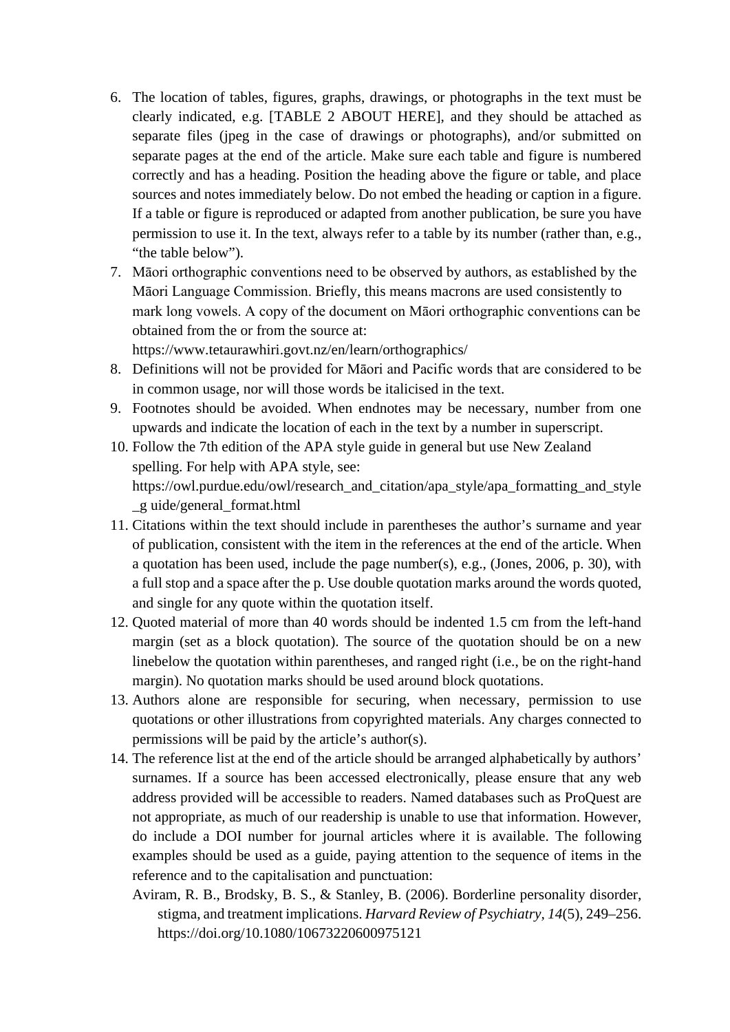6. The location of tables, figures, graphs, drawings, or photographs in the text must be clearly indicated, e.g. [TABLE 2 ABOUT HERE], and they should be attached as separate files (jpeg in the case of drawings or photographs), and/or submitted on separate pages at the end of the article. Make sure each table and figure is numbered correctly and has a heading. Position the heading above the figure or table, and place sources and notes immediately below. Do not embed the heading or caption in a figure. If a table or figure is reproduced or adapted from another publication, be sure you have permission to use it. In the text, always refer to a table by its number (rather than, e.g., "the table below").
7. Māori orthographic conventions need to be observed by authors, as established by the Māori Language Commission. Briefly, this means macrons are used consistently to mark long vowels. A copy of the document on Māori orthographic conventions can be obtained from the or from the source at: https://www.tetaurawhiri.govt.nz/en/learn/orthographics/
8. Definitions will not be provided for Māori and Pacific words that are considered to be in common usage, nor will those words be italicised in the text.
9. Footnotes should be avoided. When endnotes may be necessary, number from one upwards and indicate the location of each in the text by a number in superscript.
10. Follow the 7th edition of the APA style guide in general but use New Zealand spelling. For help with APA style, see: https://owl.purdue.edu/owl/research_and_citation/apa_style/apa_formatting_and_style_g uide/general_format.html
11. Citations within the text should include in parentheses the author's surname and year of publication, consistent with the item in the references at the end of the article. When a quotation has been used, include the page number(s), e.g., (Jones, 2006, p. 30), with a full stop and a space after the p. Use double quotation marks around the words quoted, and single for any quote within the quotation itself.
12. Quoted material of more than 40 words should be indented 1.5 cm from the left-hand margin (set as a block quotation). The source of the quotation should be on a new linebelow the quotation within parentheses, and ranged right (i.e., be on the right-hand margin). No quotation marks should be used around block quotations.
13. Authors alone are responsible for securing, when necessary, permission to use quotations or other illustrations from copyrighted materials. Any charges connected to permissions will be paid by the article's author(s).
14. The reference list at the end of the article should be arranged alphabetically by authors' surnames. If a source has been accessed electronically, please ensure that any web address provided will be accessible to readers. Named databases such as ProQuest are not appropriate, as much of our readership is unable to use that information. However, do include a DOI number for journal articles where it is available. The following examples should be used as a guide, paying attention to the sequence of items in the reference and to the capitalisation and punctuation:

    Aviram, R. B., Brodsky, B. S., & Stanley, B. (2006). Borderline personality disorder, stigma, and treatment implications. *Harvard Review of Psychiatry, 14*(5), 249–256. https://doi.org/10.1080/10673220600975121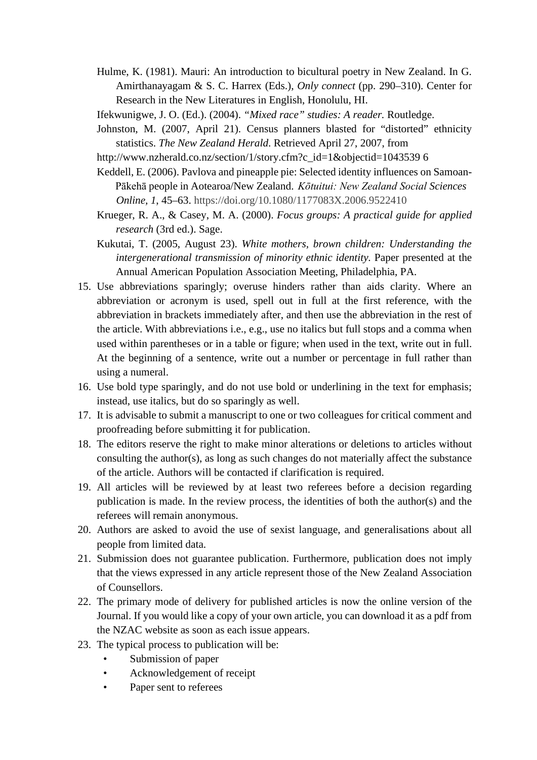Hulme, K. (1981). Mauri: An introduction to bicultural poetry in New Zealand. In G. Amirthanayagam & S. C. Harrex (Eds.), *Only connect* (pp. 290–310). Center for Research in the New Literatures in English, Honolulu, HI.

Ifekwunigwe, J. O. (Ed.). (2004). *"Mixed race" studies: A reader.* Routledge.

Johnston, M. (2007, April 21). Census planners blasted for "distorted" ethnicity statistics. *The New Zealand Herald*. Retrieved April 27, 2007, from http://www.nzherald.co.nz/section/1/story.cfm?c_id=1&objectid=1043539 6

Keddell, E. (2006). Pavlova and pineapple pie: Selected identity influences on Samoan-Pākehā people in Aotearoa/New Zealand. *Kōtuitui: New Zealand Social Sciences Online*, *1*, 45–63. https://doi.org/10.1080/1177083X.2006.9522410

Krueger, R. A., & Casey, M. A. (2000). *Focus groups: A practical guide for applied research* (3rd ed.). Sage.

Kukutai, T. (2005, August 23). *White mothers, brown children: Understanding the intergenerational transmission of minority ethnic identity.* Paper presented at the Annual American Population Association Meeting, Philadelphia, PA.

15. Use abbreviations sparingly; overuse hinders rather than aids clarity. Where an abbreviation or acronym is used, spell out in full at the first reference, with the abbreviation in brackets immediately after, and then use the abbreviation in the rest of the article. With abbreviations i.e., e.g., use no italics but full stops and a comma when used within parentheses or in a table or figure; when used in the text, write out in full. At the beginning of a sentence, write out a number or percentage in full rather than using a numeral.
16. Use bold type sparingly, and do not use bold or underlining in the text for emphasis; instead, use italics, but do so sparingly as well.
17. It is advisable to submit a manuscript to one or two colleagues for critical comment and proofreading before submitting it for publication.
18. The editors reserve the right to make minor alterations or deletions to articles without consulting the author(s), as long as such changes do not materially affect the substance of the article. Authors will be contacted if clarification is required.
19. All articles will be reviewed by at least two referees before a decision regarding publication is made. In the review process, the identities of both the author(s) and the referees will remain anonymous.
20. Authors are asked to avoid the use of sexist language, and generalisations about all people from limited data.
21. Submission does not guarantee publication. Furthermore, publication does not imply that the views expressed in any article represent those of the New Zealand Association of Counsellors.
22. The primary mode of delivery for published articles is now the online version of the Journal. If you would like a copy of your own article, you can download it as a pdf from the NZAC website as soon as each issue appears.
23. The typical process to publication will be:
    - Submission of paper
    - Acknowledgement of receipt
    - Paper sent to referees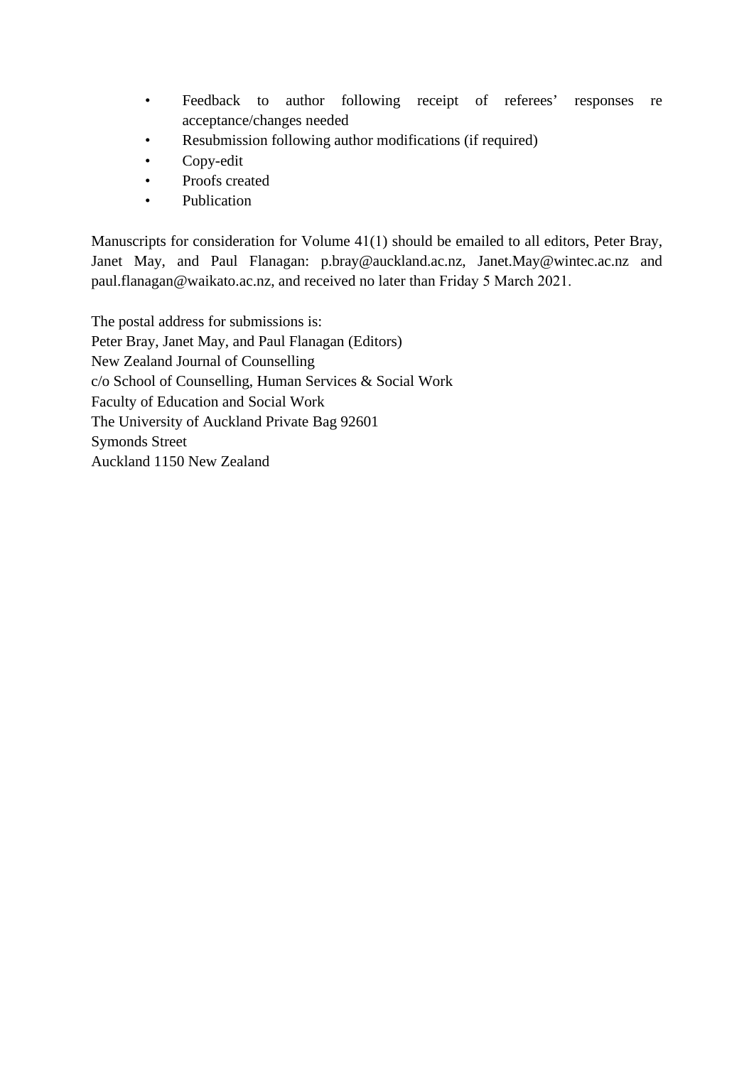- Feedback to author following receipt of referees' responses re acceptance/changes needed
- Resubmission following author modifications (if required)
- Copy-edit
- Proofs created
- Publication

Manuscripts for consideration for Volume 41(1) should be emailed to all editors, Peter Bray, Janet May, and Paul Flanagan: p.bray@auckland.ac.nz, Janet.May@wintec.ac.nz and paul.flanagan@waikato.ac.nz, and received no later than Friday 5 March 2021.

The postal address for submissions is:
Peter Bray, Janet May, and Paul Flanagan (Editors)
New Zealand Journal of Counselling
c/o School of Counselling, Human Services & Social Work
Faculty of Education and Social Work
The University of Auckland Private Bag 92601
Symonds Street
Auckland 1150 New Zealand